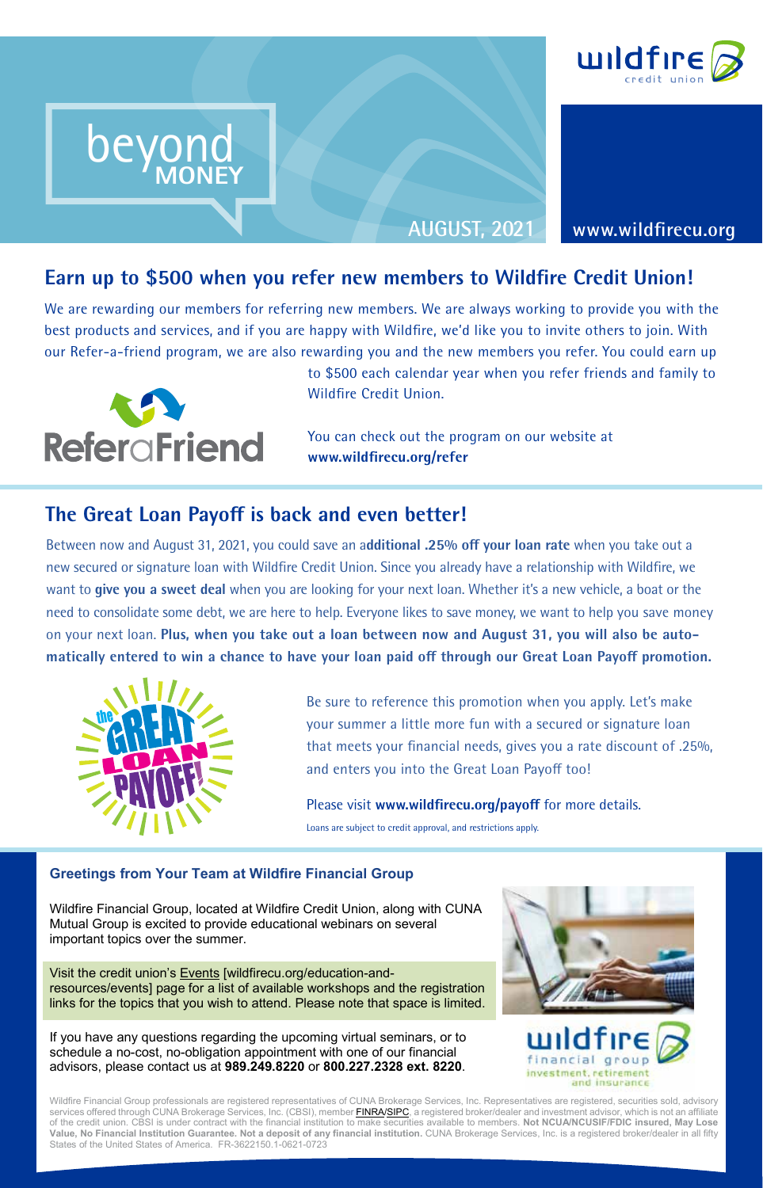# beyond MONEY

AUGUST, 2021

www.wildfirecu.org

## Earn up to $500 when you refer new members to Wildfire Credit Union!

We are rewarding our members for referring new members. We are always working to provide you with the best products and services, and if you are happy with Wildfire, we'd like you to invite others to join. With our Refer-a-friend program, we are also rewarding you and the new members you refer. You could earn up to $500 each calendar year when you refer friends and family to Wildfire Credit Union.

You can check out the program on our website at **www.wildfirecu.org/refer**

## The Great Loan Payoff is back and even better!

Between now and August 31, 2021, you could save an a**dditional .25% off your loan rate** when you take out a new secured or signature loan with Wildfire Credit Union. Since you already have a relationship with Wildfire, we want to **give you a sweet deal** when you are looking for your next loan. Whether it's a new vehicle, a boat or the need to consolidate some debt, we are here to help. Everyone likes to save money, we want to help you save money on your next loan. **Plus, when you take out a loan between now and August 31, you will also be automatically entered to win a chance to have your loan paid off through our Great Loan Payoff promotion.**

Be sure to reference this promotion when you apply. Let's make your summer a little more fun with a secured or signature loan that meets your financial needs, gives you a rate discount of .25%, and enters you into the Great Loan Payoff too!

Please visit **www.wildfirecu.org/payoff** for more details.

Loans are subject to credit approval, and restrictions apply.

### Greetings from Your Team at Wildfire Financial Group

Wildfire Financial Group, located at Wildfire Credit Union, along with CUNA Mutual Group is excited to provide educational webinars on several important topics over the summer.

Visit the credit union's Events [wildfirecu.org/education-and-resources/events] page for a list of available workshops and the registration links for the topics that you wish to attend. Please note that space is limited.

If you have any questions regarding the upcoming virtual seminars, or to schedule a no-cost, no-obligation appointment with one of our financial advisors, please contact us at **989.249.8220** or **800.227.2328 ext. 8220**.

wildfire financial group — investment, retirement and insurance

Wildfire Financial Group professionals are registered representatives of CUNA Brokerage Services, Inc. Representatives are registered, securities sold, advisory services offered through CUNA Brokerage Services, Inc. (CBSI), member FINRA/SIPC, a registered broker/dealer and investment advisor, which is not an affiliate of the credit union. CBSI is under contract with the financial institution to make securities available to members. **Not NCUA/NCUSIF/FDIC insured, May Lose Value, No Financial Institution Guarantee. Not a deposit of any financial institution.** CUNA Brokerage Services, Inc. is a registered broker/dealer in all fifty States of the United States of America. FR-3622150.1-0621-0723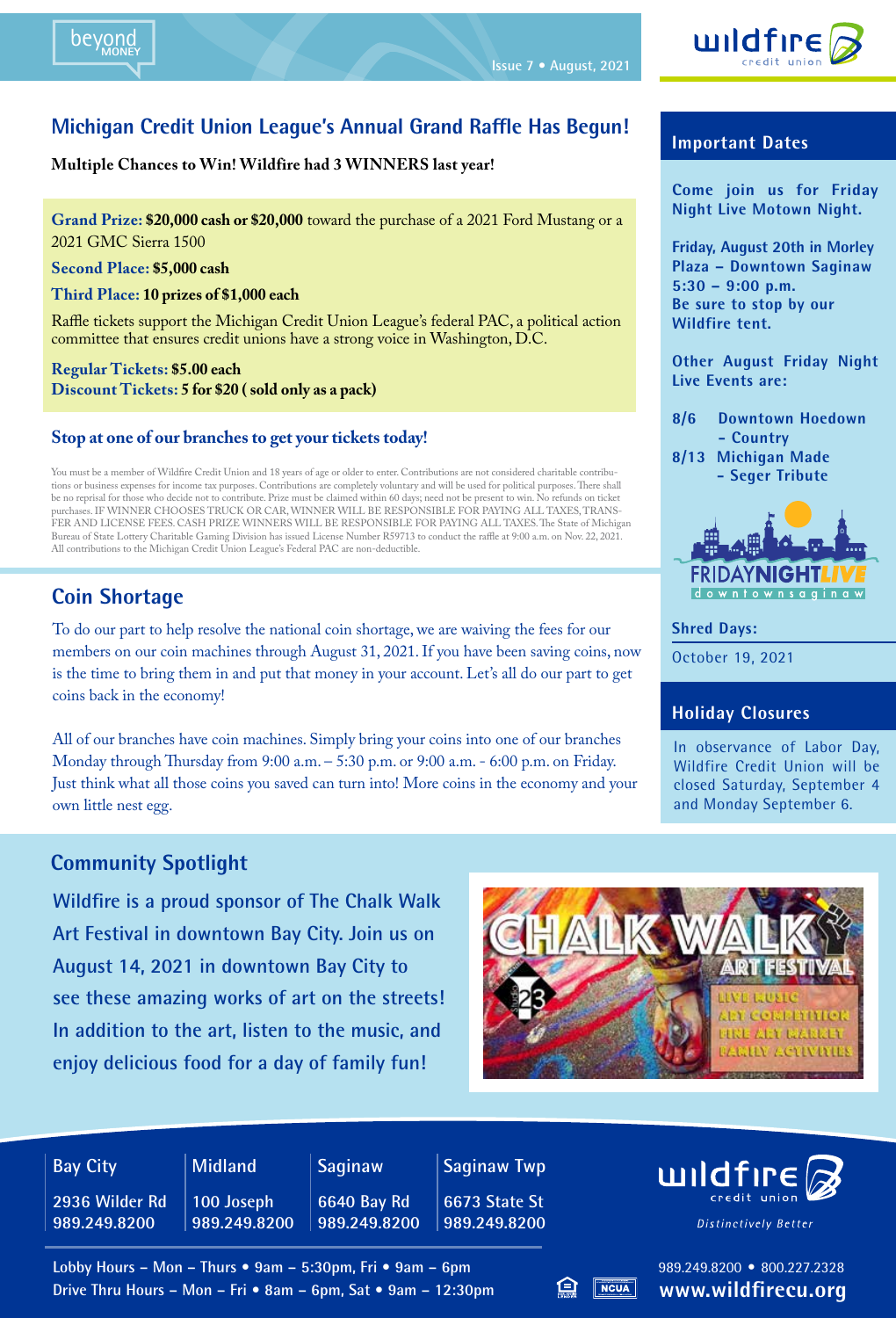beyond MONEY

Issue 7 • August, 2021

wildfire credit union

## Michigan Credit Union League's Annual Grand Raffle Has Begun!

**Multiple Chances to Win! Wildfire had 3 WINNERS last year!**

**Grand Prize:** **$20,000 cash or $20,000** toward the purchase of a 2021 Ford Mustang or a 2021 GMC Sierra 1500

**Second Place:** **$5,000 cash**

**Third Place:** **10 prizes of $1,000 each**

Raffle tickets support the Michigan Credit Union League's federal PAC, a political action committee that ensures credit unions have a strong voice in Washington, D.C.

**Regular Tickets:** **$5.00 each**
**Discount Tickets:** **5 for $20 ( sold only as a pack)**

**Stop at one of our branches to get your tickets today!**

You must be a member of Wildfire Credit Union and 18 years of age or older to enter. Contributions are not considered charitable contributions or business expenses for income tax purposes. Contributions are completely voluntary and will be used for political purposes. There shall be no reprisal for those who decide not to contribute. Prize must be claimed within 60 days; need not be present to win. No refunds on ticket purchases. IF WINNER CHOOSES TRUCK OR CAR, WINNER WILL BE RESPONSIBLE FOR PAYING ALL TAXES, TRANSFER AND LICENSE FEES. CASH PRIZE WINNERS WILL BE RESPONSIBLE FOR PAYING ALL TAXES. The State of Michigan Bureau of State Lottery Charitable Gaming Division has issued License Number R59713 to conduct the raffle at 9:00 a.m. on Nov. 22, 2021. All contributions to the Michigan Credit Union League's Federal PAC are non-deductible.

## Coin Shortage

To do our part to help resolve the national coin shortage, we are waiving the fees for our members on our coin machines through August 31, 2021. If you have been saving coins, now is the time to bring them in and put that money in your account. Let's all do our part to get coins back in the economy!

All of our branches have coin machines. Simply bring your coins into one of our branches Monday through Thursday from 9:00 a.m. – 5:30 p.m. or 9:00 a.m. - 6:00 p.m. on Friday. Just think what all those coins you saved can turn into! More coins in the economy and your own little nest egg.

## Important Dates

**Come join us for Friday Night Live Motown Night.**

**Friday, August 20th in Morley Plaza – Downtown Saginaw 5:30 – 9:00 p.m. Be sure to stop by our Wildfire tent.**

**Other August Friday Night Live Events are:**

**8/6 Downtown Hoedown – Country**
**8/13 Michigan Made – Seger Tribute**

FRIDAYNIGHTLIVE downtownsaginaw

**Shred Days:**

October 19, 2021

## Holiday Closures

In observance of Labor Day, Wildfire Credit Union will be closed Saturday, September 4 and Monday September 6.

## Community Spotlight

**Wildfire is a proud sponsor of The Chalk Walk Art Festival in downtown Bay City. Join us on August 14, 2021 in downtown Bay City to see these amazing works of art on the streets! In addition to the art, listen to the music, and enjoy delicious food for a day of family fun!**

CHALK WALK ART FESTIVAL
LIVE MUSIC
ART COMPETITION
FINE ART MARKET
FAMILY ACTIVITIES

| Bay City | Midland | Saginaw | Saginaw Twp |
|---|---|---|---|
| 2936 Wilder Rd | 100 Joseph | 6640 Bay Rd | 6673 State St |
| 989.249.8200 | 989.249.8200 | 989.249.8200 | 989.249.8200 |

Lobby Hours – Mon – Thurs • 9am – 5:30pm, Fri • 9am – 6pm
Drive Thru Hours – Mon – Fri • 8am – 6pm, Sat • 9am – 12:30pm

wildfire credit union
*Distinctively Better*

989.249.8200 • 800.227.2328
**www.wildfirecu.org**